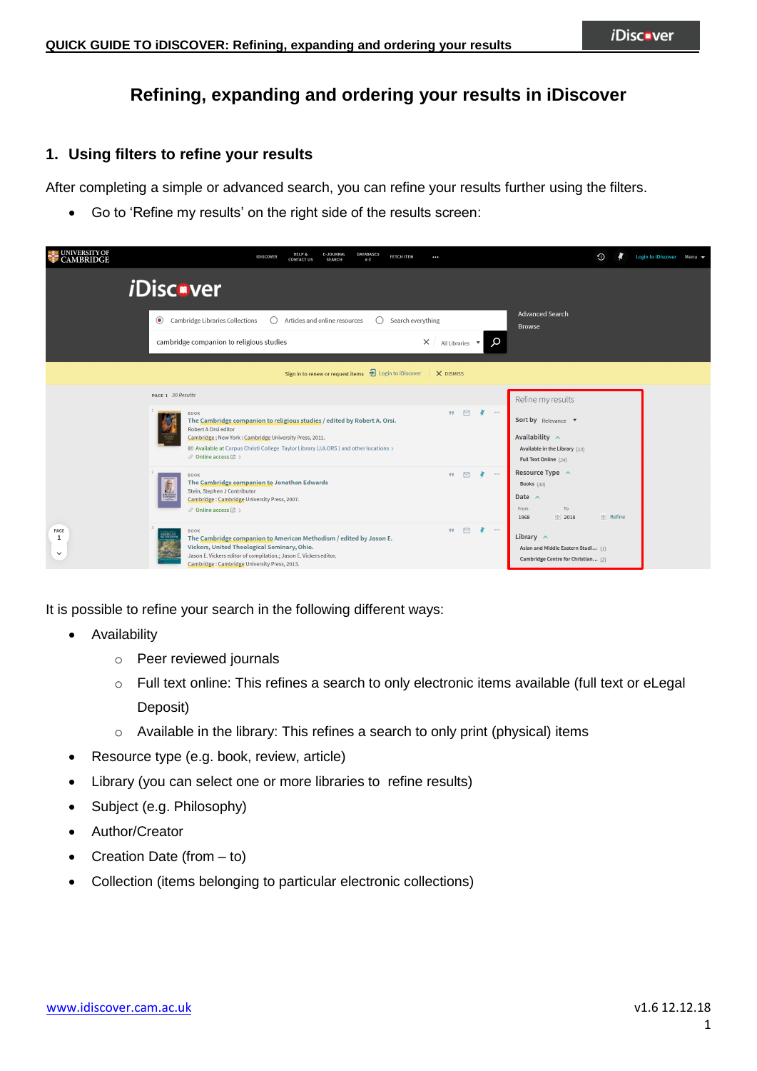# Refining, expanding and ordering your results in iDiscover

## 1. Using filters to refine your results

After completing a simple or advanced search, you can refine your results further using the filters.

- Go to 'Refine my results' on the right side of the results screen:

It is possible to refine your search in the following different ways:

- Availability
  - Peer reviewed journals
  - Full text online: This refines a search to only electronic items available (full text or eLegal Deposit)
  - Available in the library: This refines a search to only print (physical) items
- Resource type (e.g. book, review, article)
- Library (you can select one or more libraries to refine results)
- Subject (e.g. Philosophy)
- Author/Creator
- Creation Date (from – to)
- Collection (items belonging to particular electronic collections)

www.idiscover.cam.ac.uk

v1.6 12.12.18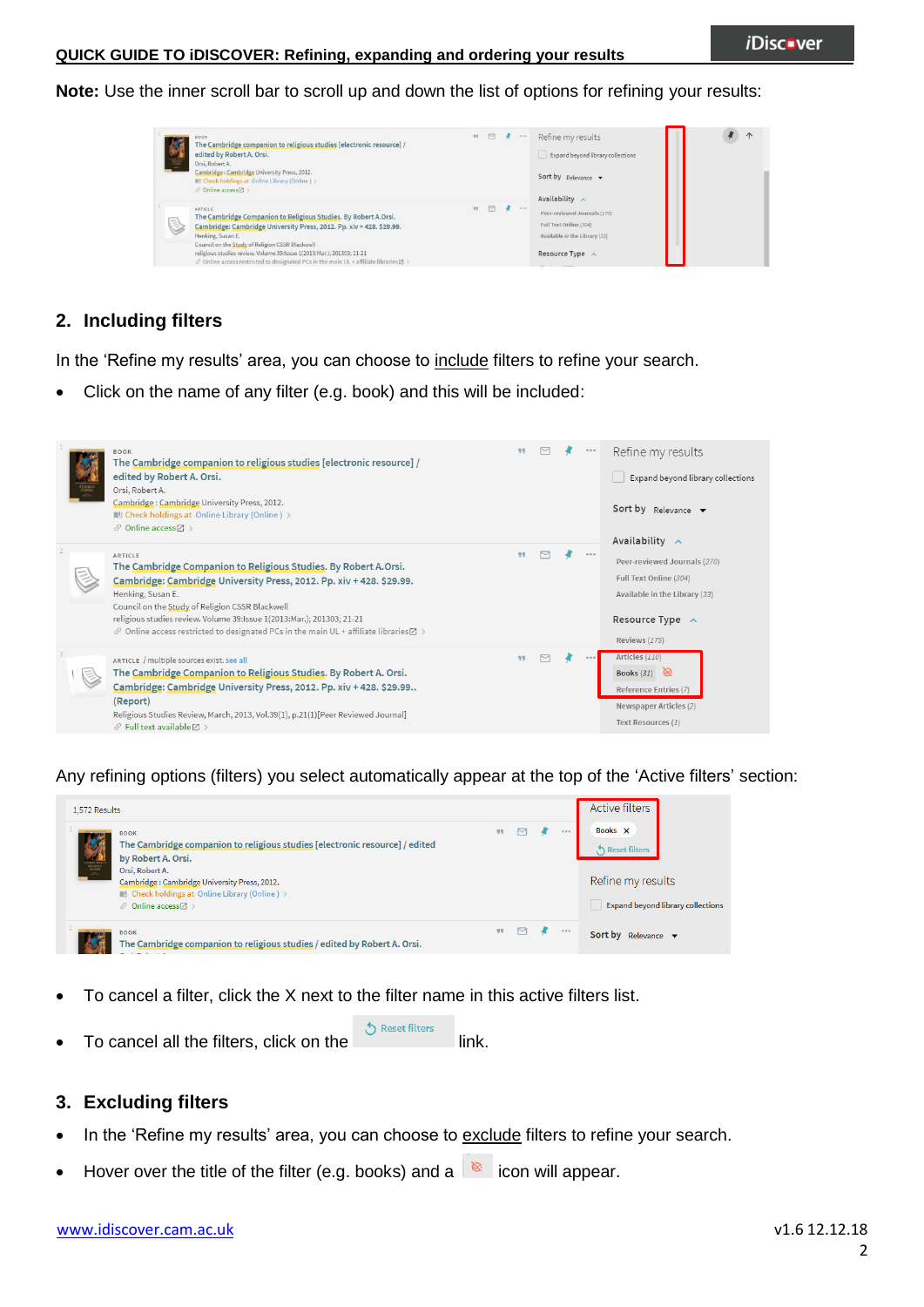**Note:** Use the inner scroll bar to scroll up and down the list of options for refining your results:

## 2. Including filters

In the 'Refine my results' area, you can choose to include filters to refine your search.

- Click on the name of any filter (e.g. book) and this will be included:

Any refining options (filters) you select automatically appear at the top of the 'Active filters' section:

- To cancel a filter, click the X next to the filter name in this active filters list.
- To cancel all the filters, click on the Reset filters link.

## 3. Excluding filters

- In the 'Refine my results' area, you can choose to exclude filters to refine your search.
- Hover over the title of the filter (e.g. books) and a icon will appear.

www.idiscover.cam.ac.uk

v1.6 12.12.18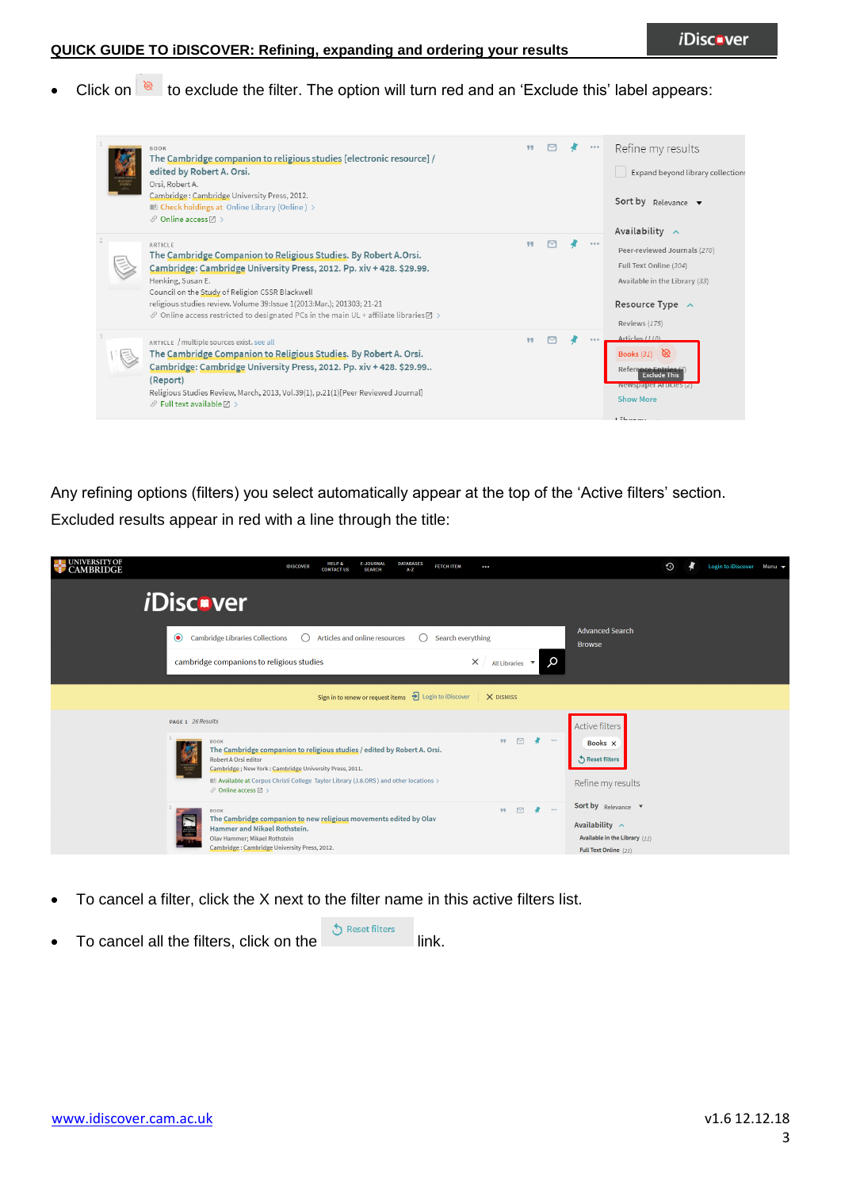- Click on  to exclude the filter. The option will turn red and an 'Exclude this' label appears:

Any refining options (filters) you select automatically appear at the top of the 'Active filters' section. Excluded results appear in red with a line through the title:

- To cancel a filter, click the X next to the filter name in this active filters list.
- To cancel all the filters, click on the  Reset filters  link.

www.idiscover.cam.ac.uk

v1.6 12.12.18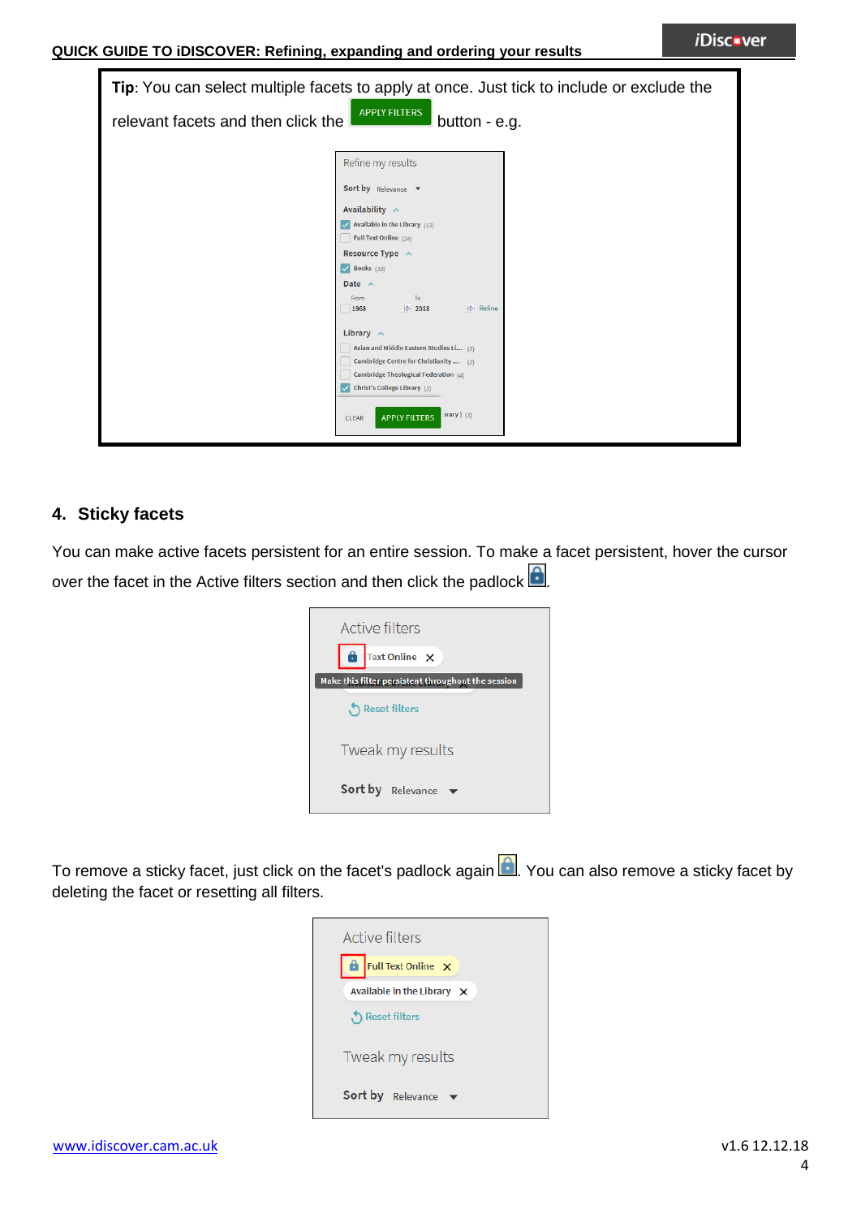**Tip**: You can select multiple facets to apply at once. Just tick to include or exclude the relevant facets and then click the APPLY FILTERS button - e.g.

## 4. Sticky facets

You can make active facets persistent for an entire session. To make a facet persistent, hover the cursor over the facet in the Active filters section and then click the padlock.

To remove a sticky facet, just click on the facet's padlock again. You can also remove a sticky facet by deleting the facet or resetting all filters.

[www.idiscover.cam.ac.uk](http://www.idiscover.cam.ac.uk)

v1.6 12.12.18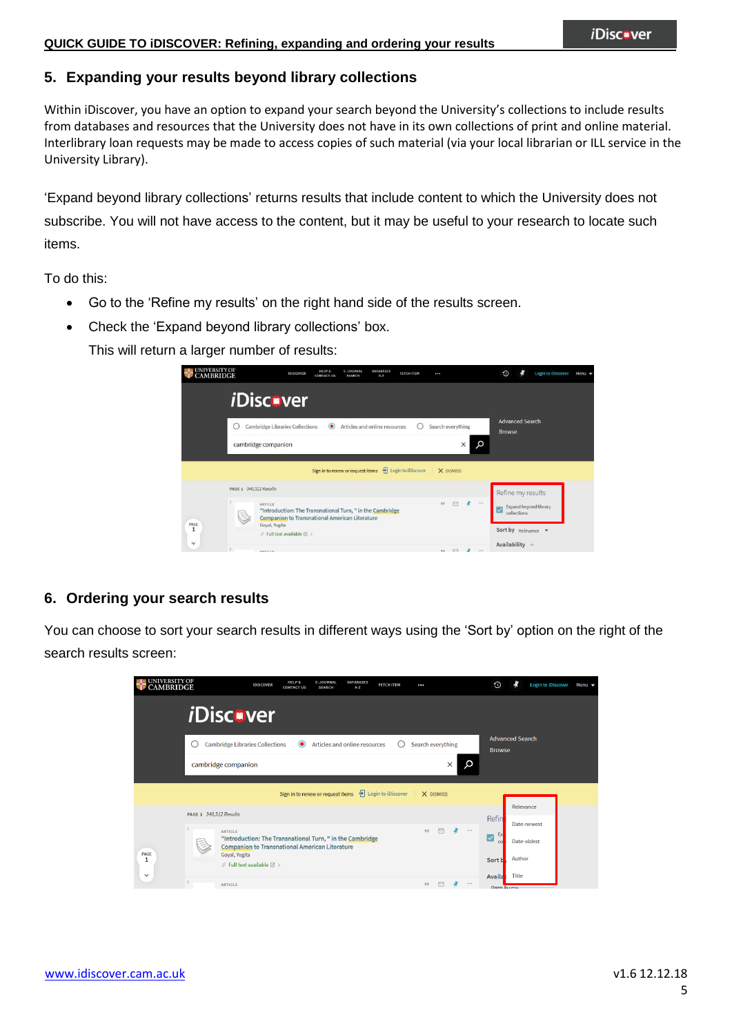## 5. Expanding your results beyond library collections

Within iDiscover, you have an option to expand your search beyond the University's collections to include results from databases and resources that the University does not have in its own collections of print and online material. Interlibrary loan requests may be made to access copies of such material (via your local librarian or ILL service in the University Library).

'Expand beyond library collections' returns results that include content to which the University does not subscribe. You will not have access to the content, but it may be useful to your research to locate such items.

To do this:

- Go to the 'Refine my results' on the right hand side of the results screen.
- Check the 'Expand beyond library collections' box.

  This will return a larger number of results:

## 6. Ordering your search results

You can choose to sort your search results in different ways using the 'Sort by' option on the right of the search results screen:

[www.idiscover.cam.ac.uk](http://www.idiscover.cam.ac.uk)

v1.6 12.12.18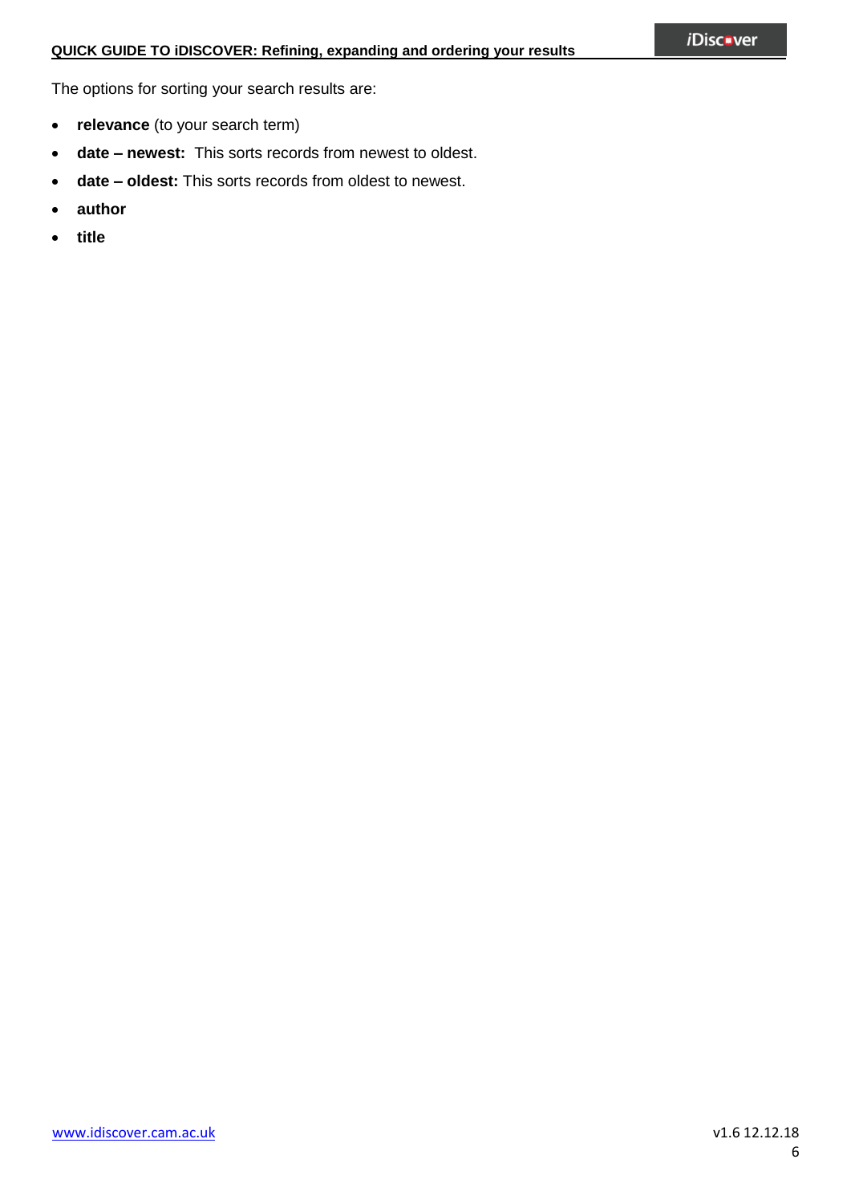The options for sorting your search results are:

- **relevance** (to your search term)
- **date – newest:** This sorts records from newest to oldest.
- **date – oldest:** This sorts records from oldest to newest.
- **author**
- **title**